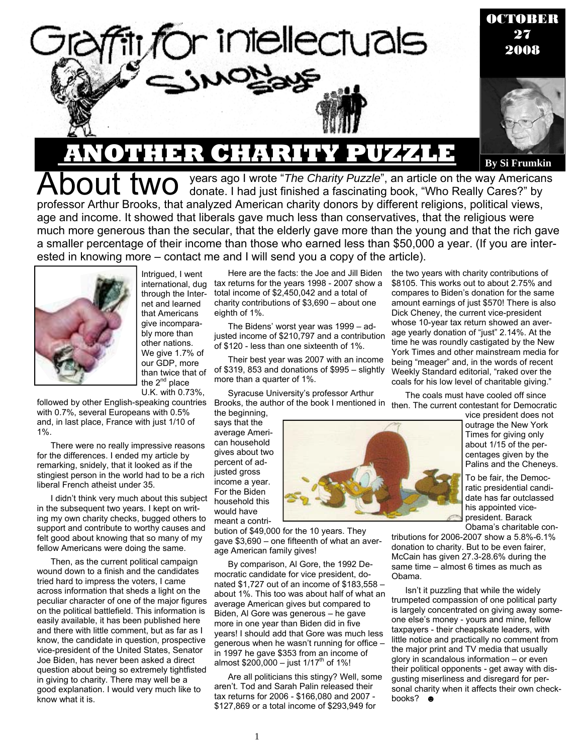# Graffiti for intellectuals

Simon says

OCTOBER 27 2008

## ANOTHER CHARITY PUZZLE

By Si Frumkin

About two years ago I wrote "*The Charity Puzzle*", an article on the way Americans donate. I had just finished a fascinating book, "Who Really Cares?" by professor Arthur Brooks, that analyzed American charity donors by different religions, political views, age and income. It showed that liberals gave much less than conservatives, that the religious were much more generous than the secular, that the elderly gave more than the young and that the rich gave a smaller percentage of their income than those who earned less than $50,000 a year. (If you are interested in knowing more – contact me and I will send you a copy of the article).

Intrigued, I went international, dug through the Internet and learned that Americans give incomparably more than other nations. We give 1.7% of our GDP, more than twice that of the 2nd place U.K. with 0.73%, followed by other English-speaking countries with 0.7%, several Europeans with 0.5% and, in last place, France with just 1/10 of 1%.

There were no really impressive reasons for the differences. I ended my article by remarking, snidely, that it looked as if the stingiest person in the world had to be a rich liberal French atheist under 35.

I didn't think very much about this subject in the subsequent two years. I kept on writing my own charity checks, bugged others to support and contribute to worthy causes and felt good about knowing that so many of my fellow Americans were doing the same.

Then, as the current political campaign wound down to a finish and the candidates tried hard to impress the voters, I came across information that sheds a light on the peculiar character of one of the major figures on the political battlefield. This information is easily available, it has been published here and there with little comment, but as far as I know, the candidate in question, prospective vice-president of the United States, Senator Joe Biden, has never been asked a direct question about being so extremely tightfisted in giving to charity. There may well be a good explanation. I would very much like to know what it is.

Here are the facts: the Joe and Jill Biden tax returns for the years 1998 - 2007 show a total income of $2,450,042 and a total of charity contributions of $3,690 – about one eighth of 1%.

The Bidens' worst year was 1999 – adjusted income of $210,797 and a contribution of $120 - less than one sixteenth of 1%.

Their best year was 2007 with an income of $319, 853 and donations of $995 – slightly more than a quarter of 1%.

Syracuse University's professor Arthur Brooks, the author of the book I mentioned in the beginning, says that the average American household gives about two percent of adjusted gross income a year. For the Biden household this would have meant a contribution of $49,000 for the 10 years. They gave $3,690 – one fifteenth of what an average American family gives!

By comparison, Al Gore, the 1992 Democratic candidate for vice president, donated $1,727 out of an income of $183,558 – about 1%. This too was about half of what an average American gives but compared to Biden, Al Gore was generous – he gave more in one year than Biden did in five years! I should add that Gore was much less generous when he wasn't running for office – in 1997 he gave $353 from an income of almost $200,000 – just 1/17th of 1%!

Are all politicians this stingy? Well, some aren't. Tod and Sarah Palin released their tax returns for 2006 - $166,080 and 2007 - $127,869 or a total income of $293,949 for the two years with charity contributions of $8105. This works out to about 2.75% and compares to Biden's donation for the same amount earnings of just $570! There is also Dick Cheney, the current vice-president whose 10-year tax return showed an average yearly donation of "just" 2.14%. At the time he was roundly castigated by the New York Times and other mainstream media for being "meager" and, in the words of recent Weekly Standard editorial, "raked over the coals for his low level of charitable giving."

The coals must have cooled off since then. The current contestant for Democratic vice president does not outrage the New York Times for giving only about 1/15 of the percentages given by the Palins and the Cheneys.

To be fair, the Democratic presidential candidate has far outclassed his appointed vice-president. Barack Obama's charitable contributions for 2006-2007 show a 5.8%-6.1% donation to charity. But to be even fairer, McCain has given 27.3-28.6% during the same time – almost 6 times as much as Obama.

Isn't it puzzling that while the widely trumpeted compassion of one political party is largely concentrated on giving away someone else's money - yours and mine, fellow taxpayers - their cheapskate leaders, with little notice and practically no comment from the major print and TV media that usually glory in scandalous information – or even their political opponents - get away with disgusting miserliness and disregard for personal charity when it affects their own checkbooks? ☻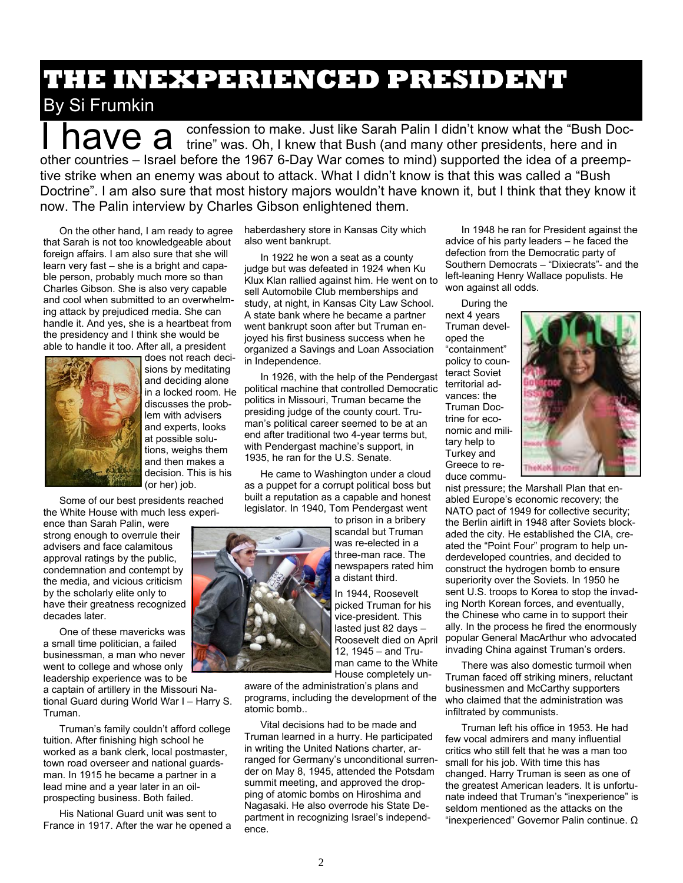# THE INEXPERIENCED PRESIDENT

By Si Frumkin

I have a confession to make. Just like Sarah Palin I didn't know what the "Bush Doctrine" was. Oh, I knew that Bush (and many other presidents, here and in other countries – Israel before the 1967 6-Day War comes to mind) supported the idea of a preemptive strike when an enemy was about to attack. What I didn't know is that this was called a "Bush Doctrine". I am also sure that most history majors wouldn't have known it, but I think that they know it now. The Palin interview by Charles Gibson enlightened them.

On the other hand, I am ready to agree that Sarah is not too knowledgeable about foreign affairs. I am also sure that she will learn very fast – she is a bright and capable person, probably much more so than Charles Gibson. She is also very capable and cool when submitted to an overwhelming attack by prejudiced media. She can handle it. And yes, she is a heartbeat from the presidency and I think she would be able to handle it too. After all, a president does not reach decisions by meditating and deciding alone in a locked room. He discusses the problem with advisers and experts, looks at possible solutions, weighs them and then makes a decision. This is his (or her) job.

Some of our best presidents reached the White House with much less experience than Sarah Palin, were strong enough to overrule their advisers and face calamitous approval ratings by the public, condemnation and contempt by the media, and vicious criticism by the scholarly elite only to have their greatness recognized decades later.

One of these mavericks was a small time politician, a failed businessman, a man who never went to college and whose only leadership experience was to be a captain of artillery in the Missouri National Guard during World War I – Harry S. Truman.

Truman's family couldn't afford college tuition. After finishing high school he worked as a bank clerk, local postmaster, town road overseer and national guardsman. In 1915 he became a partner in a lead mine and a year later in an oil-prospecting business. Both failed.

His National Guard unit was sent to France in 1917. After the war he opened a haberdashery store in Kansas City which also went bankrupt.

In 1922 he won a seat as a county judge but was defeated in 1924 when Ku Klux Klan rallied against him. He went on to sell Automobile Club memberships and study, at night, in Kansas City Law School. A state bank where he became a partner went bankrupt soon after but Truman enjoyed his first business success when he organized a Savings and Loan Association in Independence.

In 1926, with the help of the Pendergast political machine that controlled Democratic politics in Missouri, Truman became the presiding judge of the county court. Truman's political career seemed to be at an end after traditional two 4-year terms but, with Pendergast machine's support, in 1935, he ran for the U.S. Senate.

He came to Washington under a cloud as a puppet for a corrupt political boss but built a reputation as a capable and honest legislator. In 1940, Tom Pendergast went to prison in a bribery scandal but Truman was re-elected in a three-man race. The newspapers rated him a distant third.

In 1944, Roosevelt picked Truman for his vice-president. This lasted just 82 days – Roosevelt died on April 12, 1945 – and Truman came to the White House completely unaware of the administration's plans and programs, including the development of the atomic bomb..

Vital decisions had to be made and Truman learned in a hurry. He participated in writing the United Nations charter, arranged for Germany's unconditional surrender on May 8, 1945, attended the Potsdam summit meeting, and approved the dropping of atomic bombs on Hiroshima and Nagasaki. He also overrode his State Department in recognizing Israel's independence.

In 1948 he ran for President against the advice of his party leaders – he faced the defection from the Democratic party of Southern Democrats – "Dixiecrats"- and the left-leaning Henry Wallace populists. He won against all odds.

During the next 4 years Truman developed the "containment" policy to counteract Soviet territorial advances: the Truman Doctrine for economic and military help to Turkey and Greece to reduce communist pressure; the Marshall Plan that enabled Europe's economic recovery; the NATO pact of 1949 for collective security; the Berlin airlift in 1948 after Soviets blockaded the city. He established the CIA, created the "Point Four" program to help underdeveloped countries, and decided to construct the hydrogen bomb to ensure superiority over the Soviets. In 1950 he sent U.S. troops to Korea to stop the invading North Korean forces, and eventually, the Chinese who came in to support their ally. In the process he fired the enormously popular General MacArthur who advocated invading China against Truman's orders.

There was also domestic turmoil when Truman faced off striking miners, reluctant businessmen and McCarthy supporters who claimed that the administration was infiltrated by communists.

Truman left his office in 1953. He had few vocal admirers and many influential critics who still felt that he was a man too small for his job. With time this has changed. Harry Truman is seen as one of the greatest American leaders. It is unfortunate indeed that Truman's "inexperience" is seldom mentioned as the attacks on the "inexperienced" Governor Palin continue. Ω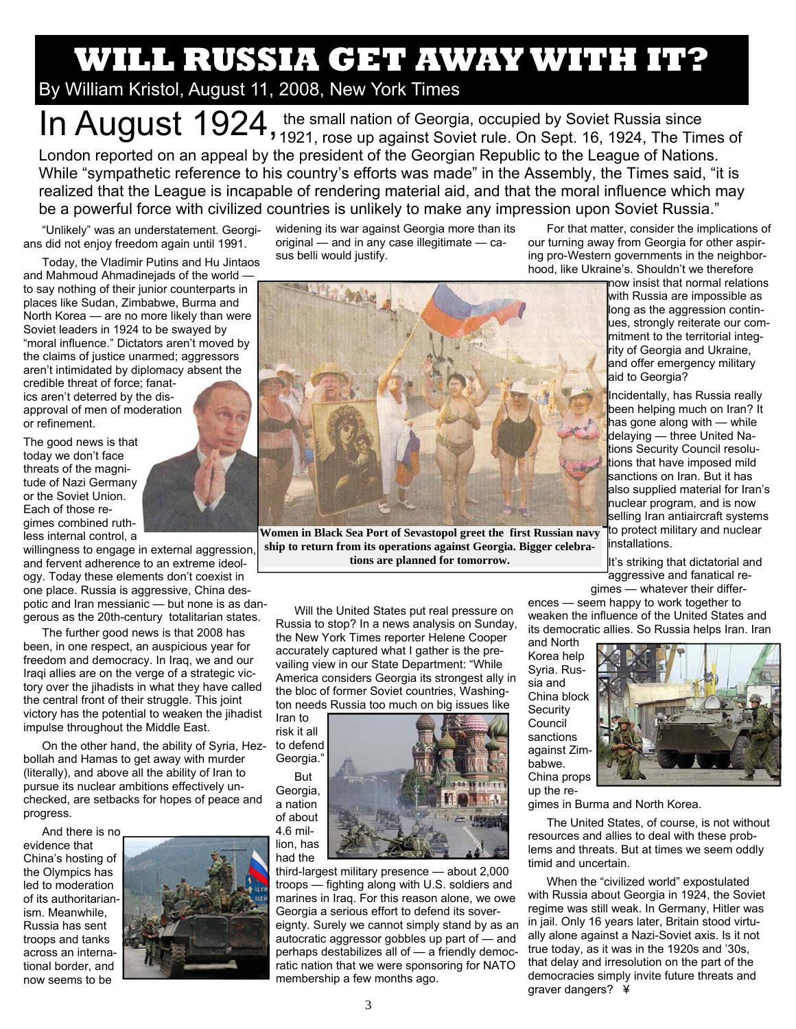# WILL RUSSIA GET AWAY WITH IT?

By William Kristol, August 11, 2008, New York Times

In August 1924, the small nation of Georgia, occupied by Soviet Russia since 1921, rose up against Soviet rule. On Sept. 16, 1924, The Times of London reported on an appeal by the president of the Georgian Republic to the League of Nations. While "sympathetic reference to his country's efforts was made" in the Assembly, the Times said, "it is realized that the League is incapable of rendering material aid, and that the moral influence which may be a powerful force with civilized countries is unlikely to make any impression upon Soviet Russia."

"Unlikely" was an understatement. Georgians did not enjoy freedom again until 1991.

Today, the Vladimir Putins and Hu Jintaos and Mahmoud Ahmadinejads of the world — to say nothing of their junior counterparts in places like Sudan, Zimbabwe, Burma and North Korea — are no more likely than were Soviet leaders in 1924 to be swayed by "moral influence." Dictators aren't moved by the claims of justice unarmed; aggressors aren't intimidated by diplomacy absent the credible threat of force; fanatics aren't deterred by the disapproval of men of moderation or refinement.

The good news is that today we don't face threats of the magnitude of Nazi Germany or the Soviet Union. Each of those regimes combined ruthless internal control, a willingness to engage in external aggression, and fervent adherence to an extreme ideology. Today these elements don't coexist in one place. Russia is aggressive, China despotic and Iran messianic — but none is as dangerous as the 20th-century totalitarian states.

The further good news is that 2008 has been, in one respect, an auspicious year for freedom and democracy. In Iraq, we and our Iraqi allies are on the verge of a strategic victory over the jihadists in what they have called the central front of their struggle. This joint victory has the potential to weaken the jihadist impulse throughout the Middle East.

On the other hand, the ability of Syria, Hezbollah and Hamas to get away with murder (literally), and above all the ability of Iran to pursue its nuclear ambitions effectively unchecked, are setbacks for hopes of peace and progress.

And there is no evidence that China's hosting of the Olympics has led to moderation of its authoritarianism. Meanwhile, Russia has sent troops and tanks across an international border, and now seems to be widening its war against Georgia more than its original — and in any case illegitimate — casus belli would justify.

Women in Black Sea Port of Sevastopol greet the first Russian navy ship to return from its operations against Georgia. Bigger celebrations are planned for tomorrow.

Will the United States put real pressure on Russia to stop? In a news analysis on Sunday, the New York Times reporter Helene Cooper accurately captured what I gather is the prevailing view in our State Department: "While America considers Georgia its strongest ally in the bloc of former Soviet countries, Washington needs Russia too much on big issues like Iran to risk it all to defend Georgia."

But Georgia, a nation of about 4.6 million, has had the third-largest military presence — about 2,000 troops — fighting along with U.S. soldiers and marines in Iraq. For this reason alone, we owe Georgia a serious effort to defend its sovereignty. Surely we cannot simply stand by as an autocratic aggressor gobbles up part of — and perhaps destabilizes all of — a friendly democratic nation that we were sponsoring for NATO membership a few months ago.

For that matter, consider the implications of our turning away from Georgia for other aspiring pro-Western governments in the neighborhood, like Ukraine's. Shouldn't we therefore now insist that normal relations with Russia are impossible as long as the aggression continues, strongly reiterate our commitment to the territorial integrity of Georgia and Ukraine, and offer emergency military aid to Georgia?

Incidentally, has Russia really been helping much on Iran? It has gone along with — while delaying — three United Nations Security Council resolutions that have imposed mild sanctions on Iran. But it has also supplied material for Iran's nuclear program, and is now selling Iran antiaircraft systems to protect military and nuclear installations.

It's striking that dictatorial and aggressive and fanatical regimes — whatever their differences — seem happy to work together to weaken the influence of the United States and its democratic allies. So Russia helps Iran. Iran and North Korea help Syria. Russia and China block Security Council sanctions against Zimbabwe. China props up the regimes in Burma and North Korea.

The United States, of course, is not without resources and allies to deal with these problems and threats. But at times we seem oddly timid and uncertain.

When the "civilized world" expostulated with Russia about Georgia in 1924, the Soviet regime was still weak. In Germany, Hitler was in jail. Only 16 years later, Britain stood virtually alone against a Nazi-Soviet axis. Is it not true today, as it was in the 1920s and '30s, that delay and irresolution on the part of the democracies simply invite future threats and graver dangers? ¥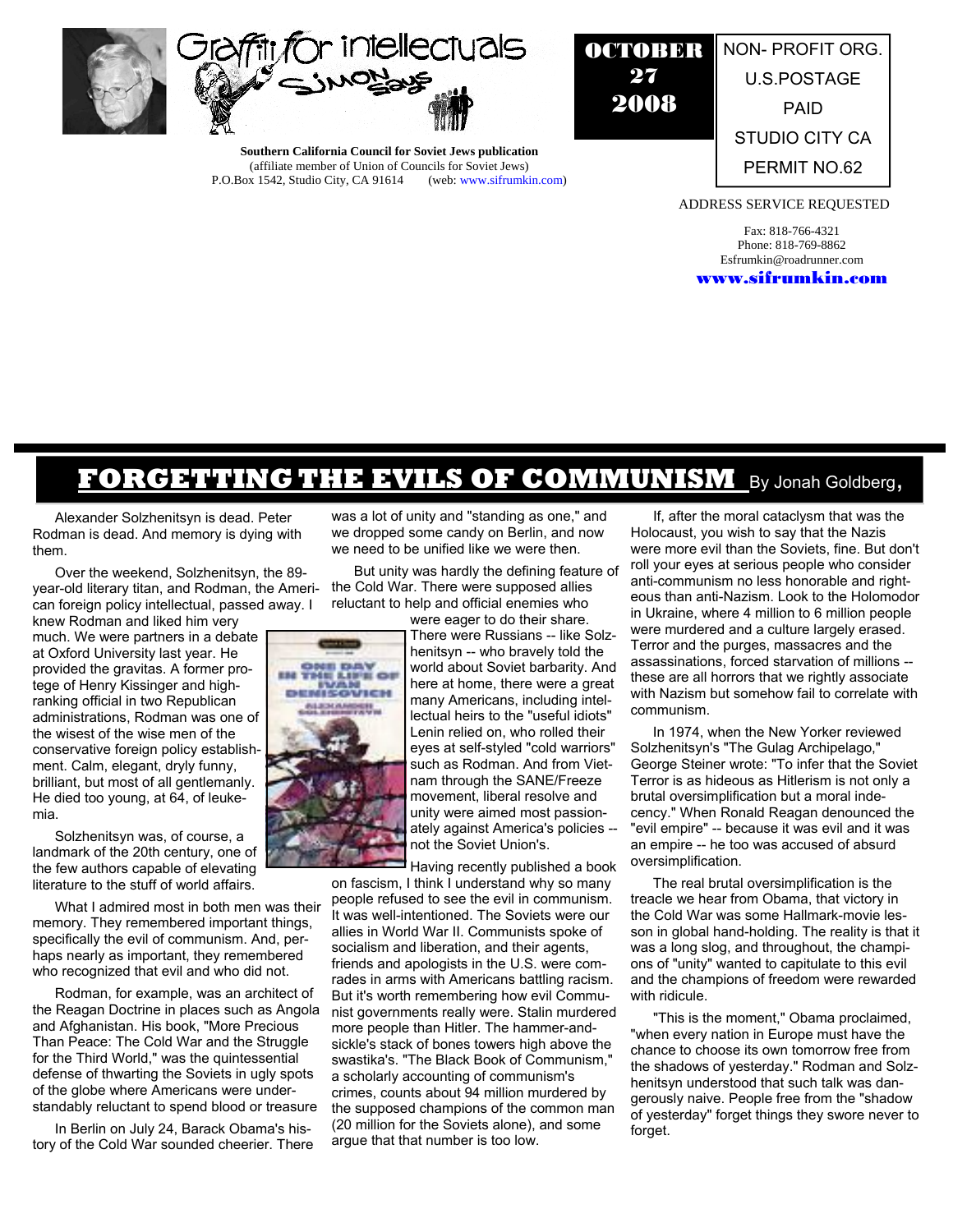Graffiti for intellectuals — Simon says

**Southern California Council for Soviet Jews publication**
(affiliate member of Union of Councils for Soviet Jews)
P.O.Box 1542, Studio City, CA 91614 (web: www.sifrumkin.com)

**OCTOBER 27 2008**

NON- PROFIT ORG.
U.S.POSTAGE
PAID
STUDIO CITY CA
PERMIT NO.62

ADDRESS SERVICE REQUESTED

Fax: 818-766-4321
Phone: 818-769-8862
Esfrumkin@roadrunner.com
**www.sifrumkin.com**

# FORGETTING THE EVILS OF COMMUNISM

By Jonah Goldberg,

Alexander Solzhenitsyn is dead. Peter Rodman is dead. And memory is dying with them.

Over the weekend, Solzhenitsyn, the 89-year-old literary titan, and Rodman, the American foreign policy intellectual, passed away. I knew Rodman and liked him very much. We were partners in a debate at Oxford University last year. He provided the gravitas. A former protege of Henry Kissinger and high-ranking official in two Republican administrations, Rodman was one of the wisest of the wise men of the conservative foreign policy establishment. Calm, elegant, dryly funny, brilliant, but most of all gentlemanly. He died too young, at 64, of leukemia.

Solzhenitsyn was, of course, a landmark of the 20th century, one of the few authors capable of elevating literature to the stuff of world affairs.

What I admired most in both men was their memory. They remembered important things, specifically the evil of communism. And, perhaps nearly as important, they remembered who recognized that evil and who did not.

Rodman, for example, was an architect of the Reagan Doctrine in places such as Angola and Afghanistan. His book, "More Precious Than Peace: The Cold War and the Struggle for the Third World," was the quintessential defense of thwarting the Soviets in ugly spots of the globe where Americans were understandably reluctant to spend blood or treasure.

In Berlin on July 24, Barack Obama's history of the Cold War sounded cheerier. There was a lot of unity and "standing as one," and we dropped some candy on Berlin, and now we need to be unified like we were then.

But unity was hardly the defining feature of the Cold War. There were supposed allies reluctant to help and official enemies who were eager to do their share. There were Russians -- like Solzhenitsyn -- who bravely told the world about Soviet barbarity. And here at home, there were a great many Americans, including intellectual heirs to the "useful idiots" Lenin relied on, who rolled their eyes at self-styled "cold warriors" such as Rodman. And from Vietnam through the SANE/Freeze movement, liberal resolve and unity were aimed most passionately against America's policies -- not the Soviet Union's.

Having recently published a book on fascism, I think I understand why so many people refused to see the evil in communism. It was well-intentioned. The Soviets were our allies in World War II. Communists spoke of socialism and liberation, and their agents, friends and apologists in the U.S. were comrades in arms with Americans battling racism. But it's worth remembering how evil Communist governments really were. Stalin murdered more people than Hitler. The hammer-and-sickle's stack of bones towers high above the swastika's. "The Black Book of Communism," a scholarly accounting of communism's crimes, counts about 94 million murdered by the supposed champions of the common man (20 million for the Soviets alone), and some argue that number is too low.

If, after the moral cataclysm that was the Holocaust, you wish to say that the Nazis were more evil than the Soviets, fine. But don't roll your eyes at serious people who consider anti-communism no less honorable and righteous than anti-Nazism. Look to the Holomodor in Ukraine, where 4 million to 6 million people were murdered and a culture largely erased. Terror and the purges, massacres and the assassinations, forced starvation of millions -- these are all horrors that we rightly associate with Nazism but somehow fail to correlate with communism.

In 1974, when the New Yorker reviewed Solzhenitsyn's "The Gulag Archipelago," George Steiner wrote: "To infer that the Soviet Terror is as hideous as Hitlerism is not only a brutal oversimplification but a moral indecency." When Ronald Reagan denounced the "evil empire" -- because it was evil and it was an empire -- he too was accused of absurd oversimplification.

The real brutal oversimplification is the treacle we hear from Obama, that victory in the Cold War was some Hallmark-movie lesson in global hand-holding. The reality is that it was a long slog, and throughout, the champions of "unity" wanted to capitulate to this evil and the champions of freedom were rewarded with ridicule.

"This is the moment," Obama proclaimed, "when every nation in Europe must have the chance to choose its own tomorrow free from the shadows of yesterday." Rodman and Solzhenitsyn understood that such talk was dangerously naive. People free from the "shadow of yesterday" forget things they swore never to forget.